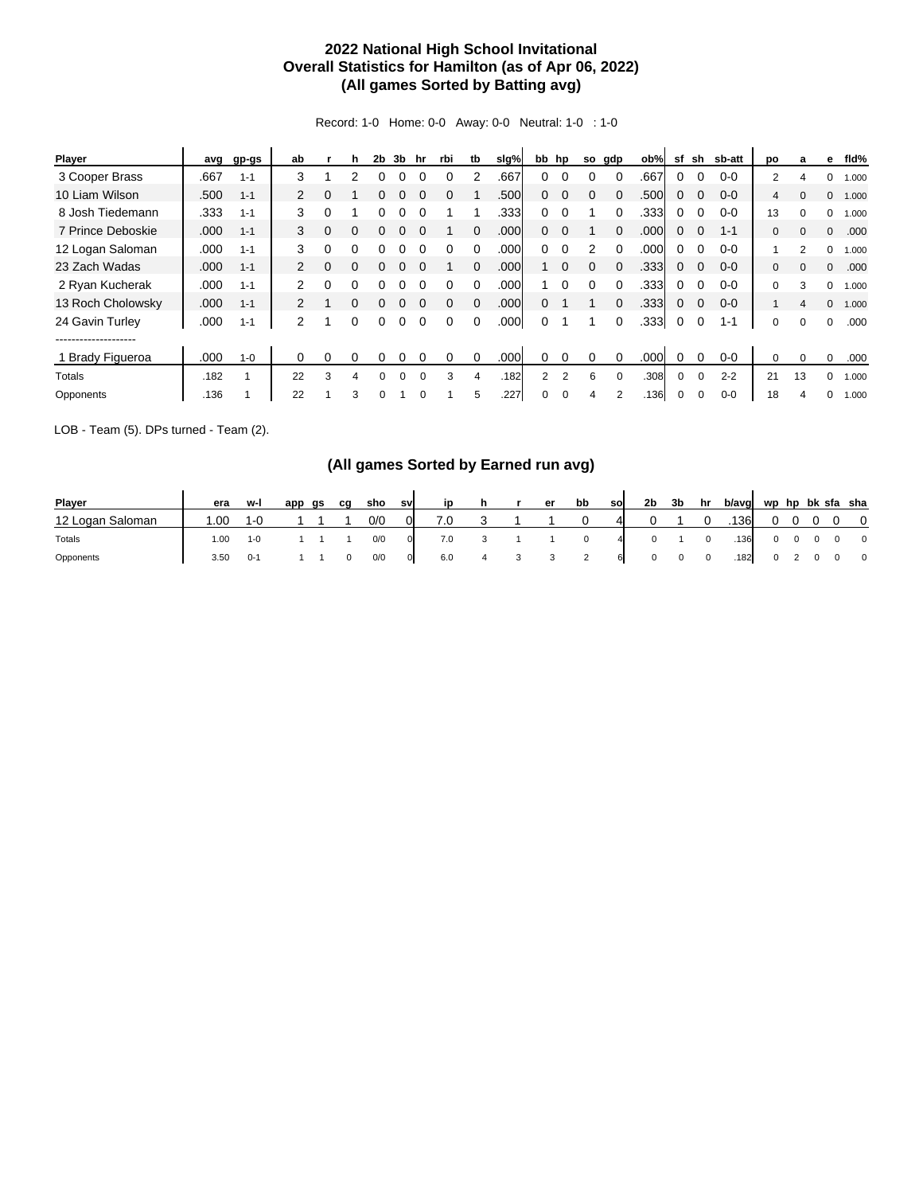**2022 National High School Invitational**
**Overall Statistics for Hamilton (as of Apr 06, 2022)**
**(All games Sorted by Batting avg)**

Record: 1-0 Home: 0-0 Away: 0-0 Neutral: 1-0 : 1-0

| Player | avg | gp-gs | ab | r | h | 2b | 3b | hr | rbi | tb | slg% | bb | hp | so | gdp | ob% | sf | sh | sb-att | po | a | e | fld% |
|---|---|---|---|---|---|---|---|---|---|---|---|---|---|---|---|---|---|---|---|---|---|---|---|
| 3 Cooper Brass | .667 | 1-1 | 3 | 1 | 2 | 0 | 0 | 0 | 0 | 2 | .667 | 0 | 0 | 0 | 0 | .667 | 0 | 0 | 0-0 | 2 | 4 | 0 | 1.000 |
| 10 Liam Wilson | .500 | 1-1 | 2 | 0 | 1 | 0 | 0 | 0 | 0 | 1 | .500 | 0 | 0 | 0 | 0 | .500 | 0 | 0 | 0-0 | 4 | 0 | 0 | 1.000 |
| 8 Josh Tiedemann | .333 | 1-1 | 3 | 0 | 1 | 0 | 0 | 0 | 1 | 1 | .333 | 0 | 0 | 1 | 0 | .333 | 0 | 0 | 0-0 | 13 | 0 | 0 | 1.000 |
| 7 Prince Deboskie | .000 | 1-1 | 3 | 0 | 0 | 0 | 0 | 0 | 1 | 0 | .000 | 0 | 0 | 1 | 0 | .000 | 0 | 0 | 1-1 | 0 | 0 | 0 | .000 |
| 12 Logan Saloman | .000 | 1-1 | 3 | 0 | 0 | 0 | 0 | 0 | 0 | 0 | .000 | 0 | 0 | 2 | 0 | .000 | 0 | 0 | 0-0 | 1 | 2 | 0 | 1.000 |
| 23 Zach Wadas | .000 | 1-1 | 2 | 0 | 0 | 0 | 0 | 0 | 1 | 0 | .000 | 1 | 0 | 0 | 0 | .333 | 0 | 0 | 0-0 | 0 | 0 | 0 | .000 |
| 2 Ryan Kucherak | .000 | 1-1 | 2 | 0 | 0 | 0 | 0 | 0 | 0 | 0 | .000 | 1 | 0 | 0 | 0 | .333 | 0 | 0 | 0-0 | 0 | 3 | 0 | 1.000 |
| 13 Roch Cholowsky | .000 | 1-1 | 2 | 1 | 0 | 0 | 0 | 0 | 0 | 0 | .000 | 0 | 1 | 1 | 0 | .333 | 0 | 0 | 0-0 | 1 | 4 | 0 | 1.000 |
| 24 Gavin Turley | .000 | 1-1 | 2 | 1 | 0 | 0 | 0 | 0 | 0 | 0 | .000 | 0 | 1 | 1 | 0 | .333 | 0 | 0 | 1-1 | 0 | 0 | 0 | .000 |
| -------------------- | | | | | | | | | | | | | | | | | | | | | | | |
| 1 Brady Figueroa | .000 | 1-0 | 0 | 0 | 0 | 0 | 0 | 0 | 0 | 0 | .000 | 0 | 0 | 0 | 0 | .000 | 0 | 0 | 0-0 | 0 | 0 | 0 | .000 |
| Totals | .182 | 1 | 22 | 3 | 4 | 0 | 0 | 0 | 3 | 4 | .182 | 2 | 2 | 6 | 0 | .308 | 0 | 0 | 2-2 | 21 | 13 | 0 | 1.000 |
| Opponents | .136 | 1 | 22 | 1 | 3 | 0 | 1 | 0 | 1 | 5 | .227 | 0 | 0 | 4 | 2 | .136 | 0 | 0 | 0-0 | 18 | 4 | 0 | 1.000 |

LOB - Team (5). DPs turned - Team (2).

**(All games Sorted by Earned run avg)**

| Player | era | w-l | app | gs | cg | sho | sv | ip | h | r | er | bb | so | 2b | 3b | hr | b/avg | wp | hp | bk | sfa | sha |
|---|---|---|---|---|---|---|---|---|---|---|---|---|---|---|---|---|---|---|---|---|---|---|
| 12 Logan Saloman | 1.00 | 1-0 | 1 | 1 | 1 | 0/0 | 0 | 7.0 | 3 | 1 | 1 | 0 | 4 | 0 | 1 | 0 | .136 | 0 | 0 | 0 | 0 | 0 |
| Totals | 1.00 | 1-0 | 1 | 1 | 1 | 0/0 | 0 | 7.0 | 3 | 1 | 1 | 0 | 4 | 0 | 1 | 0 | .136 | 0 | 0 | 0 | 0 | 0 |
| Opponents | 3.50 | 0-1 | 1 | 1 | 0 | 0/0 | 0 | 6.0 | 4 | 3 | 3 | 2 | 6 | 0 | 0 | 0 | .182 | 0 | 2 | 0 | 0 | 0 |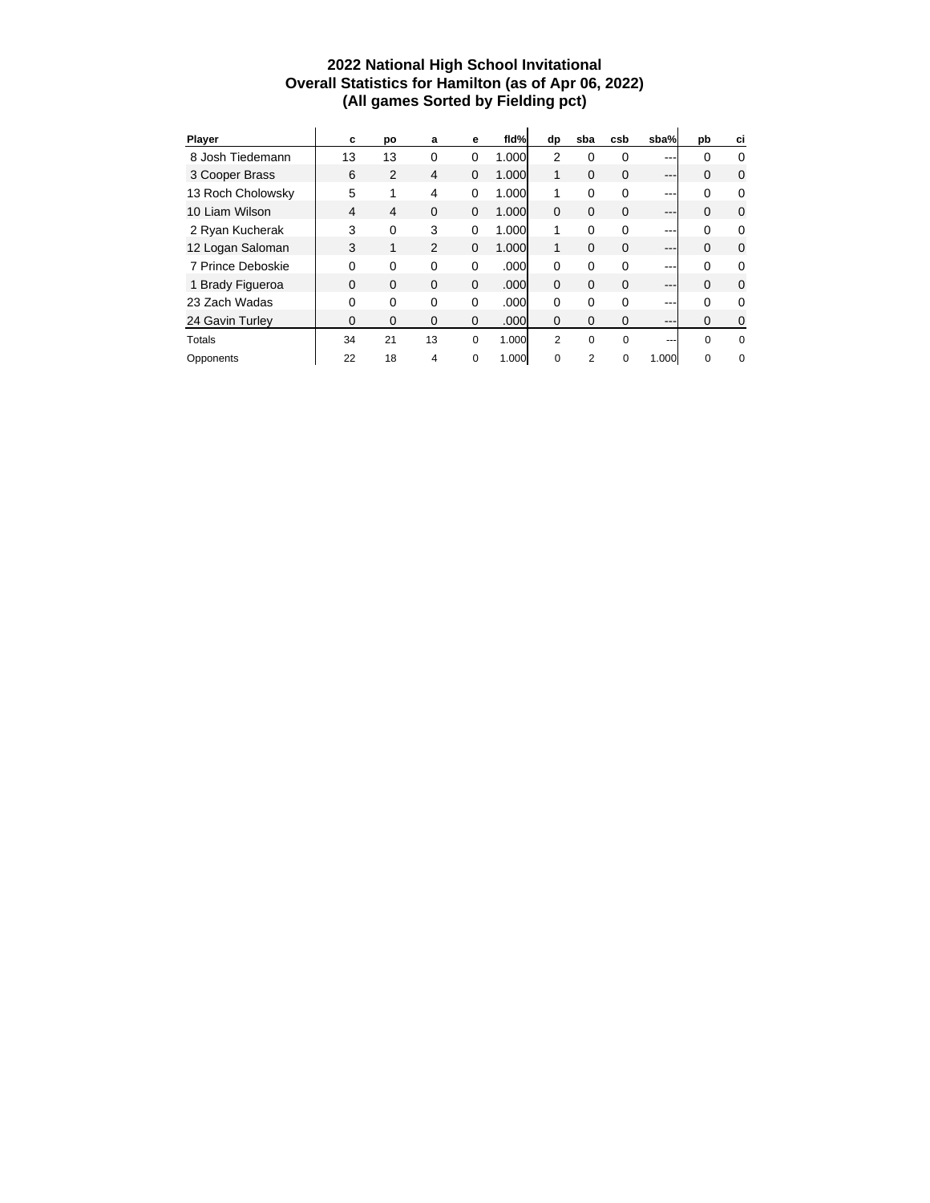# 2022 National High School Invitational
## Overall Statistics for Hamilton (as of Apr 06, 2022)
## (All games Sorted by Fielding pct)

| Player | c | po | a | e | fld% | dp | sba | csb | sba% | pb | ci |
|---|---|---|---|---|---|---|---|---|---|---|---|
| 8 Josh Tiedemann | 13 | 13 | 0 | 0 | 1.000 | 2 | 0 | 0 | --- | 0 | 0 |
| 3 Cooper Brass | 6 | 2 | 4 | 0 | 1.000 | 1 | 0 | 0 | --- | 0 | 0 |
| 13 Roch Cholowsky | 5 | 1 | 4 | 0 | 1.000 | 1 | 0 | 0 | --- | 0 | 0 |
| 10 Liam Wilson | 4 | 4 | 0 | 0 | 1.000 | 0 | 0 | 0 | --- | 0 | 0 |
| 2 Ryan Kucherak | 3 | 0 | 3 | 0 | 1.000 | 1 | 0 | 0 | --- | 0 | 0 |
| 12 Logan Saloman | 3 | 1 | 2 | 0 | 1.000 | 1 | 0 | 0 | --- | 0 | 0 |
| 7 Prince Deboskie | 0 | 0 | 0 | 0 | .000 | 0 | 0 | 0 | --- | 0 | 0 |
| 1 Brady Figueroa | 0 | 0 | 0 | 0 | .000 | 0 | 0 | 0 | --- | 0 | 0 |
| 23 Zach Wadas | 0 | 0 | 0 | 0 | .000 | 0 | 0 | 0 | --- | 0 | 0 |
| 24 Gavin Turley | 0 | 0 | 0 | 0 | .000 | 0 | 0 | 0 | --- | 0 | 0 |
| Totals | 34 | 21 | 13 | 0 | 1.000 | 2 | 0 | 0 | --- | 0 | 0 |
| Opponents | 22 | 18 | 4 | 0 | 1.000 | 0 | 2 | 0 | 1.000 | 0 | 0 |